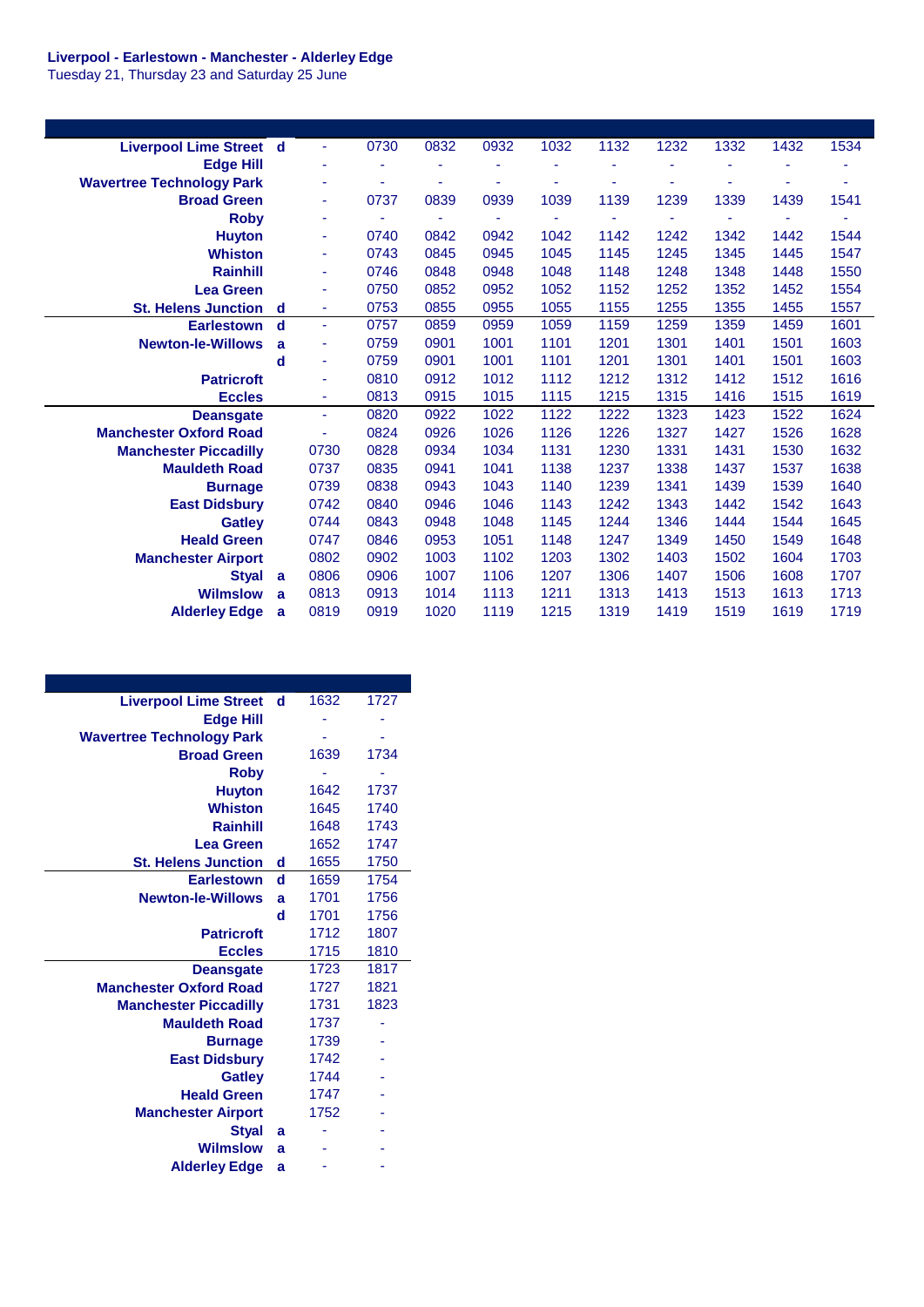**Liverpool - Earlestown - Manchester - Alderley Edge**
Tuesday 21, Thursday 23 and Saturday 25 June

| | | | | | | | | | | | |
|---|---|---|---|---|---|---|---|---|---|---|---|
| Liverpool Lime Street | d | - | 0730 | 0832 | 0932 | 1032 | 1132 | 1232 | 1332 | 1432 | 1534 |
| Edge Hill | | - | - | - | - | - | - | - | - | - | - |
| Wavertree Technology Park | | - | - | - | - | - | - | - | - | - | - |
| Broad Green | | - | 0737 | 0839 | 0939 | 1039 | 1139 | 1239 | 1339 | 1439 | 1541 |
| Roby | | - | - | - | - | - | - | - | - | - | - |
| Huyton | | - | 0740 | 0842 | 0942 | 1042 | 1142 | 1242 | 1342 | 1442 | 1544 |
| Whiston | | - | 0743 | 0845 | 0945 | 1045 | 1145 | 1245 | 1345 | 1445 | 1547 |
| Rainhill | | - | 0746 | 0848 | 0948 | 1048 | 1148 | 1248 | 1348 | 1448 | 1550 |
| Lea Green | | - | 0750 | 0852 | 0952 | 1052 | 1152 | 1252 | 1352 | 1452 | 1554 |
| St. Helens Junction | d | - | 0753 | 0855 | 0955 | 1055 | 1155 | 1255 | 1355 | 1455 | 1557 |
| Earlestown | d | - | 0757 | 0859 | 0959 | 1059 | 1159 | 1259 | 1359 | 1459 | 1601 |
| Newton-le-Willows | a | - | 0759 | 0901 | 1001 | 1101 | 1201 | 1301 | 1401 | 1501 | 1603 |
| | d | - | 0759 | 0901 | 1001 | 1101 | 1201 | 1301 | 1401 | 1501 | 1603 |
| Patricroft | | - | 0810 | 0912 | 1012 | 1112 | 1212 | 1312 | 1412 | 1512 | 1616 |
| Eccles | | - | 0813 | 0915 | 1015 | 1115 | 1215 | 1315 | 1416 | 1515 | 1619 |
| Deansgate | | - | 0820 | 0922 | 1022 | 1122 | 1222 | 1323 | 1423 | 1522 | 1624 |
| Manchester Oxford Road | | - | 0824 | 0926 | 1026 | 1126 | 1226 | 1327 | 1427 | 1526 | 1628 |
| Manchester Piccadilly | | 0730 | 0828 | 0934 | 1034 | 1131 | 1230 | 1331 | 1431 | 1530 | 1632 |
| Mauldeth Road | | 0737 | 0835 | 0941 | 1041 | 1138 | 1237 | 1338 | 1437 | 1537 | 1638 |
| Burnage | | 0739 | 0838 | 0943 | 1043 | 1140 | 1239 | 1341 | 1439 | 1539 | 1640 |
| East Didsbury | | 0742 | 0840 | 0946 | 1046 | 1143 | 1242 | 1343 | 1442 | 1542 | 1643 |
| Gatley | | 0744 | 0843 | 0948 | 1048 | 1145 | 1244 | 1346 | 1444 | 1544 | 1645 |
| Heald Green | | 0747 | 0846 | 0953 | 1051 | 1148 | 1247 | 1349 | 1450 | 1549 | 1648 |
| Manchester Airport | | 0802 | 0902 | 1003 | 1102 | 1203 | 1302 | 1403 | 1502 | 1604 | 1703 |
| Styal | a | 0806 | 0906 | 1007 | 1106 | 1207 | 1306 | 1407 | 1506 | 1608 | 1707 |
| Wilmslow | a | 0813 | 0913 | 1014 | 1113 | 1211 | 1313 | 1413 | 1513 | 1613 | 1713 |
| Alderley Edge | a | 0819 | 0919 | 1020 | 1119 | 1215 | 1319 | 1419 | 1519 | 1619 | 1719 |

| | | | |
|---|---|---|---|
| Liverpool Lime Street | d | 1632 | 1727 |
| Edge Hill | | - | - |
| Wavertree Technology Park | | - | - |
| Broad Green | | 1639 | 1734 |
| Roby | | - | - |
| Huyton | | 1642 | 1737 |
| Whiston | | 1645 | 1740 |
| Rainhill | | 1648 | 1743 |
| Lea Green | | 1652 | 1747 |
| St. Helens Junction | d | 1655 | 1750 |
| Earlestown | d | 1659 | 1754 |
| Newton-le-Willows | a | 1701 | 1756 |
| | d | 1701 | 1756 |
| Patricroft | | 1712 | 1807 |
| Eccles | | 1715 | 1810 |
| Deansgate | | 1723 | 1817 |
| Manchester Oxford Road | | 1727 | 1821 |
| Manchester Piccadilly | | 1731 | 1823 |
| Mauldeth Road | | 1737 | - |
| Burnage | | 1739 | - |
| East Didsbury | | 1742 | - |
| Gatley | | 1744 | - |
| Heald Green | | 1747 | - |
| Manchester Airport | | 1752 | - |
| Styal | a | - | - |
| Wilmslow | a | - | - |
| Alderley Edge | a | - | - |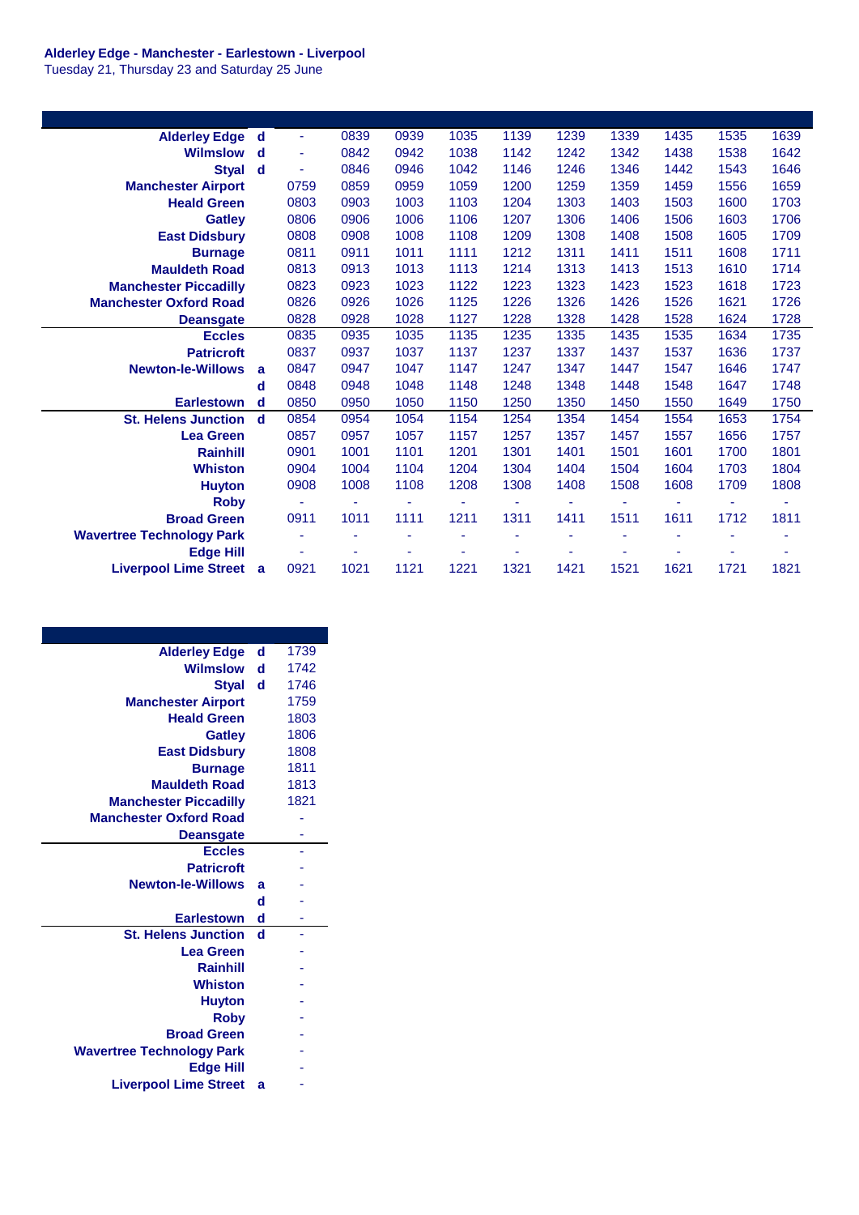**Alderley Edge - Manchester - Earlestown - Liverpool**
Tuesday 21, Thursday 23 and Saturday 25 June

| | | | | | | | | | | | |
|---|---|---|---|---|---|---|---|---|---|---|---|
| Alderley Edge | d | - | 0839 | 0939 | 1035 | 1139 | 1239 | 1339 | 1435 | 1535 | 1639 |
| Wilmslow | d | - | 0842 | 0942 | 1038 | 1142 | 1242 | 1342 | 1438 | 1538 | 1642 |
| Styal | d | - | 0846 | 0946 | 1042 | 1146 | 1246 | 1346 | 1442 | 1543 | 1646 |
| Manchester Airport | | 0759 | 0859 | 0959 | 1059 | 1200 | 1259 | 1359 | 1459 | 1556 | 1659 |
| Heald Green | | 0803 | 0903 | 1003 | 1103 | 1204 | 1303 | 1403 | 1503 | 1600 | 1703 |
| Gatley | | 0806 | 0906 | 1006 | 1106 | 1207 | 1306 | 1406 | 1506 | 1603 | 1706 |
| East Didsbury | | 0808 | 0908 | 1008 | 1108 | 1209 | 1308 | 1408 | 1508 | 1605 | 1709 |
| Burnage | | 0811 | 0911 | 1011 | 1111 | 1212 | 1311 | 1411 | 1511 | 1608 | 1711 |
| Mauldeth Road | | 0813 | 0913 | 1013 | 1113 | 1214 | 1313 | 1413 | 1513 | 1610 | 1714 |
| Manchester Piccadilly | | 0823 | 0923 | 1023 | 1122 | 1223 | 1323 | 1423 | 1523 | 1618 | 1723 |
| Manchester Oxford Road | | 0826 | 0926 | 1026 | 1125 | 1226 | 1326 | 1426 | 1526 | 1621 | 1726 |
| Deansgate | | 0828 | 0928 | 1028 | 1127 | 1228 | 1328 | 1428 | 1528 | 1624 | 1728 |
| Eccles | | 0835 | 0935 | 1035 | 1135 | 1235 | 1335 | 1435 | 1535 | 1634 | 1735 |
| Patricroft | | 0837 | 0937 | 1037 | 1137 | 1237 | 1337 | 1437 | 1537 | 1636 | 1737 |
| Newton-le-Willows | a | 0847 | 0947 | 1047 | 1147 | 1247 | 1347 | 1447 | 1547 | 1646 | 1747 |
| | d | 0848 | 0948 | 1048 | 1148 | 1248 | 1348 | 1448 | 1548 | 1647 | 1748 |
| Earlestown | d | 0850 | 0950 | 1050 | 1150 | 1250 | 1350 | 1450 | 1550 | 1649 | 1750 |
| St. Helens Junction | d | 0854 | 0954 | 1054 | 1154 | 1254 | 1354 | 1454 | 1554 | 1653 | 1754 |
| Lea Green | | 0857 | 0957 | 1057 | 1157 | 1257 | 1357 | 1457 | 1557 | 1656 | 1757 |
| Rainhill | | 0901 | 1001 | 1101 | 1201 | 1301 | 1401 | 1501 | 1601 | 1700 | 1801 |
| Whiston | | 0904 | 1004 | 1104 | 1204 | 1304 | 1404 | 1504 | 1604 | 1703 | 1804 |
| Huyton | | 0908 | 1008 | 1108 | 1208 | 1308 | 1408 | 1508 | 1608 | 1709 | 1808 |
| Roby | | - | - | - | - | - | - | - | - | - | - |
| Broad Green | | 0911 | 1011 | 1111 | 1211 | 1311 | 1411 | 1511 | 1611 | 1712 | 1811 |
| Wavertree Technology Park | | - | - | - | - | - | - | - | - | - | - |
| Edge Hill | | - | - | - | - | - | - | - | - | - | - |
| Liverpool Lime Street | a | 0921 | 1021 | 1121 | 1221 | 1321 | 1421 | 1521 | 1621 | 1721 | 1821 |

| | | |
|---|---|---|
| Alderley Edge | d | 1739 |
| Wilmslow | d | 1742 |
| Styal | d | 1746 |
| Manchester Airport | | 1759 |
| Heald Green | | 1803 |
| Gatley | | 1806 |
| East Didsbury | | 1808 |
| Burnage | | 1811 |
| Mauldeth Road | | 1813 |
| Manchester Piccadilly | | 1821 |
| Manchester Oxford Road | | - |
| Deansgate | | - |
| Eccles | | - |
| Patricroft | | - |
| Newton-le-Willows | a | - |
| | d | - |
| Earlestown | d | - |
| St. Helens Junction | d | - |
| Lea Green | | - |
| Rainhill | | - |
| Whiston | | - |
| Huyton | | - |
| Roby | | - |
| Broad Green | | - |
| Wavertree Technology Park | | - |
| Edge Hill | | - |
| Liverpool Lime Street | a | - |